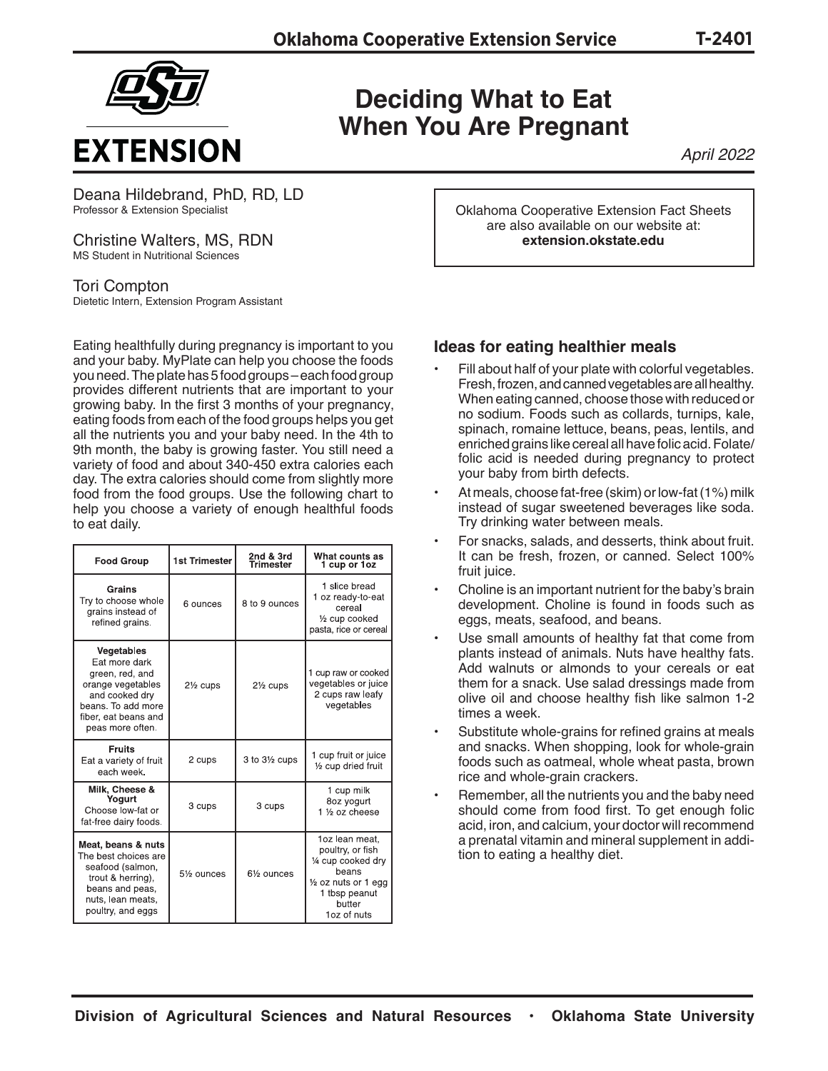# Deciding What to Eat When You Are Pregnant

*April 2022*

Deana Hildebrand, PhD, RD, LD
Professor & Extension Specialist

Christine Walters, MS, RDN
MS Student in Nutritional Sciences

Tori Compton
Dietetic Intern, Extension Program Assistant

Oklahoma Cooperative Extension Fact Sheets are also available on our website at: **extension.okstate.edu**

Eating healthfully during pregnancy is important to you and your baby. MyPlate can help you choose the foods you need. The plate has 5 food groups – each food group provides different nutrients that are important to your growing baby. In the first 3 months of your pregnancy, eating foods from each of the food groups helps you get all the nutrients you and your baby need. In the 4th to 9th month, the baby is growing faster. You still need a variety of food and about 340-450 extra calories each day. The extra calories should come from slightly more food from the food groups. Use the following chart to help you choose a variety of enough healthful foods to eat daily.

| Food Group | 1st Trimester | 2nd & 3rd Trimester | What counts as 1 cup or 1oz |
|---|---|---|---|
| **Grains** Try to choose whole grains instead of refined grains. | 6 ounces | 8 to 9 ounces | 1 slice bread; 1 oz ready-to-eat cereal; ½ cup cooked pasta, rice or cereal |
| **Vegetables** Eat more dark green, red, and orange vegetables and cooked dry beans. To add more fiber, eat beans and peas more often. | 2½ cups | 2½ cups | 1 cup raw or cooked vegetables or juice; 2 cups raw leafy vegetables |
| **Fruits** Eat a variety of fruit each week. | 2 cups | 3 to 3½ cups | 1 cup fruit or juice; ½ cup dried fruit |
| **Milk, Cheese & Yogurt** Choose low-fat or fat-free dairy foods. | 3 cups | 3 cups | 1 cup milk; 8oz yogurt; 1 ½ oz cheese |
| **Meat, beans & nuts** The best choices are seafood (salmon, trout & herring), beans and peas, nuts, lean meats, poultry, and eggs | 5½ ounces | 6½ ounces | 1oz lean meat, poultry, or fish; ¼ cup cooked dry beans; ½ oz nuts or 1 egg; 1 tbsp peanut butter; 1oz of nuts |

## Ideas for eating healthier meals

- Fill about half of your plate with colorful vegetables. Fresh, frozen, and canned vegetables are all healthy. When eating canned, choose those with reduced or no sodium. Foods such as collards, turnips, kale, spinach, romaine lettuce, beans, peas, lentils, and enriched grains like cereal all have folic acid. Folate/folic acid is needed during pregnancy to protect your baby from birth defects.
- At meals, choose fat-free (skim) or low-fat (1%) milk instead of sugar sweetened beverages like soda. Try drinking water between meals.
- For snacks, salads, and desserts, think about fruit. It can be fresh, frozen, or canned. Select 100% fruit juice.
- Choline is an important nutrient for the baby's brain development. Choline is found in foods such as eggs, meats, seafood, and beans.
- Use small amounts of healthy fat that come from plants instead of animals. Nuts have healthy fats. Add walnuts or almonds to your cereals or eat them for a snack. Use salad dressings made from olive oil and choose healthy fish like salmon 1-2 times a week.
- Substitute whole-grains for refined grains at meals and snacks. When shopping, look for whole-grain foods such as oatmeal, whole wheat pasta, brown rice and whole-grain crackers.
- Remember, all the nutrients you and the baby need should come from food first. To get enough folic acid, iron, and calcium, your doctor will recommend a prenatal vitamin and mineral supplement in addition to eating a healthy diet.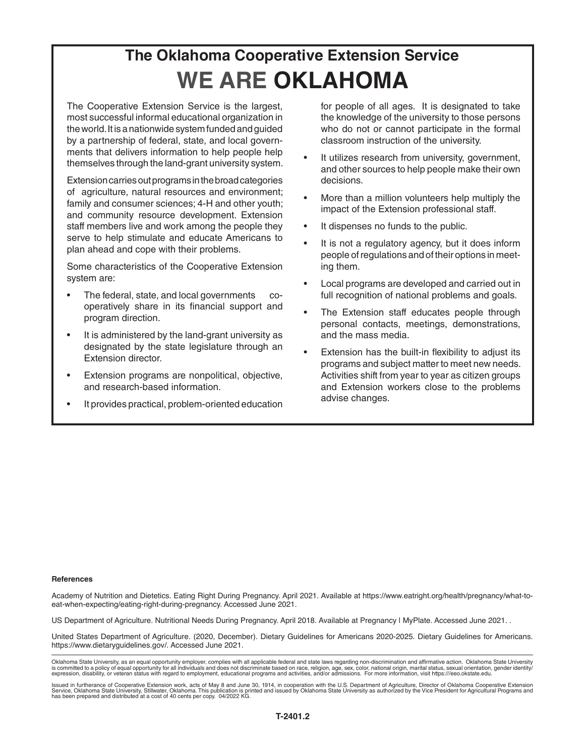## The Oklahoma Cooperative Extension Service

# WE ARE OKLAHOMA

The Cooperative Extension Service is the largest, most successful informal educational organization in the world. It is a nationwide system funded and guided by a partnership of federal, state, and local governments that delivers information to help people help themselves through the land-grant university system.

Extension carries out programs in the broad categories of agriculture, natural resources and environment; family and consumer sciences; 4-H and other youth; and community resource development. Extension staff members live and work among the people they serve to help stimulate and educate Americans to plan ahead and cope with their problems.

Some characteristics of the Cooperative Extension system are:

- The federal, state, and local governments cooperatively share in its financial support and program direction.
- It is administered by the land-grant university as designated by the state legislature through an Extension director.
- Extension programs are nonpolitical, objective, and research-based information.
- It provides practical, problem-oriented education for people of all ages. It is designated to take the knowledge of the university to those persons who do not or cannot participate in the formal classroom instruction of the university.
- It utilizes research from university, government, and other sources to help people make their own decisions.
- More than a million volunteers help multiply the impact of the Extension professional staff.
- It dispenses no funds to the public.
- It is not a regulatory agency, but it does inform people of regulations and of their options in meeting them.
- Local programs are developed and carried out in full recognition of national problems and goals.
- The Extension staff educates people through personal contacts, meetings, demonstrations, and the mass media.
- Extension has the built-in flexibility to adjust its programs and subject matter to meet new needs. Activities shift from year to year as citizen groups and Extension workers close to the problems advise changes.

**References**

Academy of Nutrition and Dietetics. Eating Right During Pregnancy. April 2021. Available at https://www.eatright.org/health/pregnancy/what-to-eat-when-expecting/eating-right-during-pregnancy. Accessed June 2021.

US Department of Agriculture. Nutritional Needs During Pregnancy. April 2018. Available at Pregnancy | MyPlate. Accessed June 2021. .

United States Department of Agriculture. (2020, December). Dietary Guidelines for Americans 2020-2025. Dietary Guidelines for Americans. https://www.dietaryguidelines.gov/. Accessed June 2021.

Oklahoma State University, as an equal opportunity employer, complies with all applicable federal and state laws regarding non-discrimination and affirmative action. Oklahoma State University is committed to a policy of equal opportunity for all individuals and does not discriminate based on race, religion, age, sex, color, national origin, marital status, sexual orientation, gender identity/expression, disability, or veteran status with regard to employment, educational programs and activities, and/or admissions. For more information, visit https:///eeo.okstate.edu.

Issued in furtherance of Cooperative Extension work, acts of May 8 and June 30, 1914, in cooperation with the U.S. Department of Agriculture, Director of Oklahoma Cooperative Extension Service, Oklahoma State University, Stillwater, Oklahoma. This publication is printed and issued by Oklahoma State University as authorized by the Vice President for Agricultural Programs and has been prepared and distributed at a cost of 40 cents per copy. 04/2022 KG.

T-2401.2